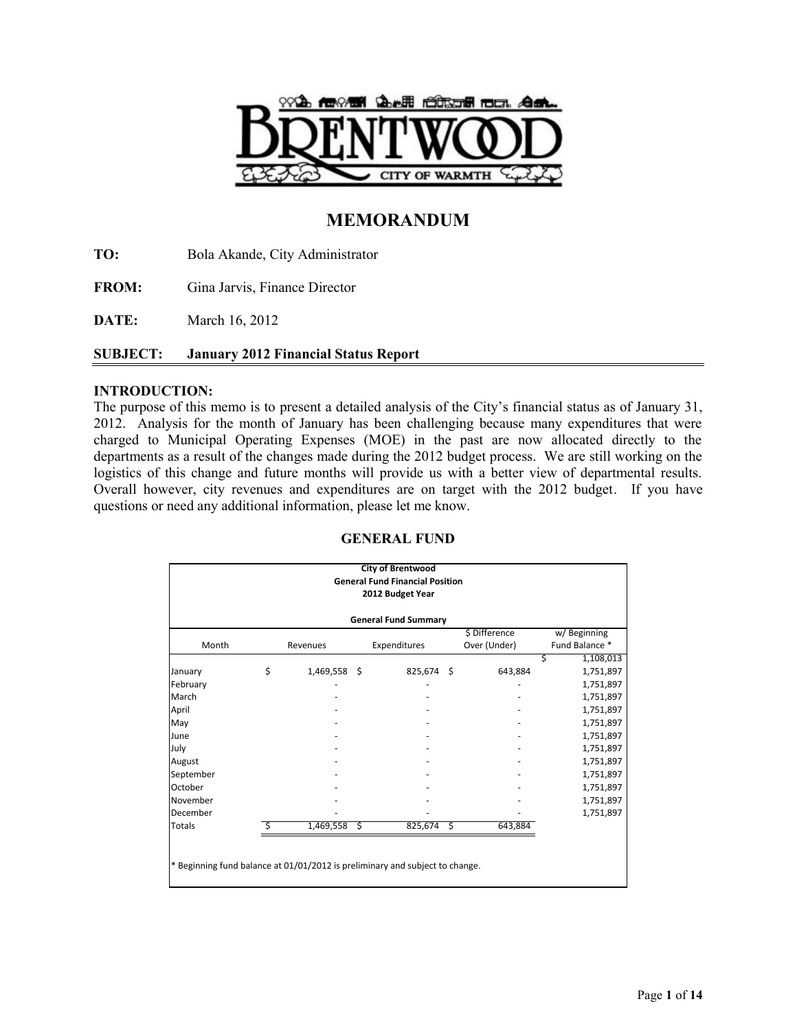# BRENTWOOD

CITY OF WARMTH

## MEMORANDUM

**TO:** Bola Akande, City Administrator

**FROM:** Gina Jarvis, Finance Director

**DATE:** March 16, 2012

**SUBJECT: January 2012 Financial Status Report**

**INTRODUCTION:**

The purpose of this memo is to present a detailed analysis of the City's financial status as of January 31, 2012. Analysis for the month of January has been challenging because many expenditures that were charged to Municipal Operating Expenses (MOE) in the past are now allocated directly to the departments as a result of the changes made during the 2012 budget process. We are still working on the logistics of this change and future months will provide us with a better view of departmental results. Overall however, city revenues and expenditures are on target with the 2012 budget. If you have questions or need any additional information, please let me know.

### GENERAL FUND

**City of Brentwood**
**General Fund Financial Position**
**2012 Budget Year**

**General Fund Summary**

| Month | Revenues | Expenditures | $ Difference Over (Under) | w/ Beginning Fund Balance * |
|---|---|---|---|---|
| | | | | $ 1,108,013 |
| January | $ 1,469,558 | $ 825,674 | $ 643,884 | 1,751,897 |
| February | - | - | - | 1,751,897 |
| March | - | - | - | 1,751,897 |
| April | - | - | - | 1,751,897 |
| May | - | - | - | 1,751,897 |
| June | - | - | - | 1,751,897 |
| July | - | - | - | 1,751,897 |
| August | - | - | - | 1,751,897 |
| September | - | - | - | 1,751,897 |
| October | - | - | - | 1,751,897 |
| November | - | - | - | 1,751,897 |
| December | - | - | - | 1,751,897 |
| Totals | $ 1,469,558 | $ 825,674 | $ 643,884 | |

\* Beginning fund balance at 01/01/2012 is preliminary and subject to change.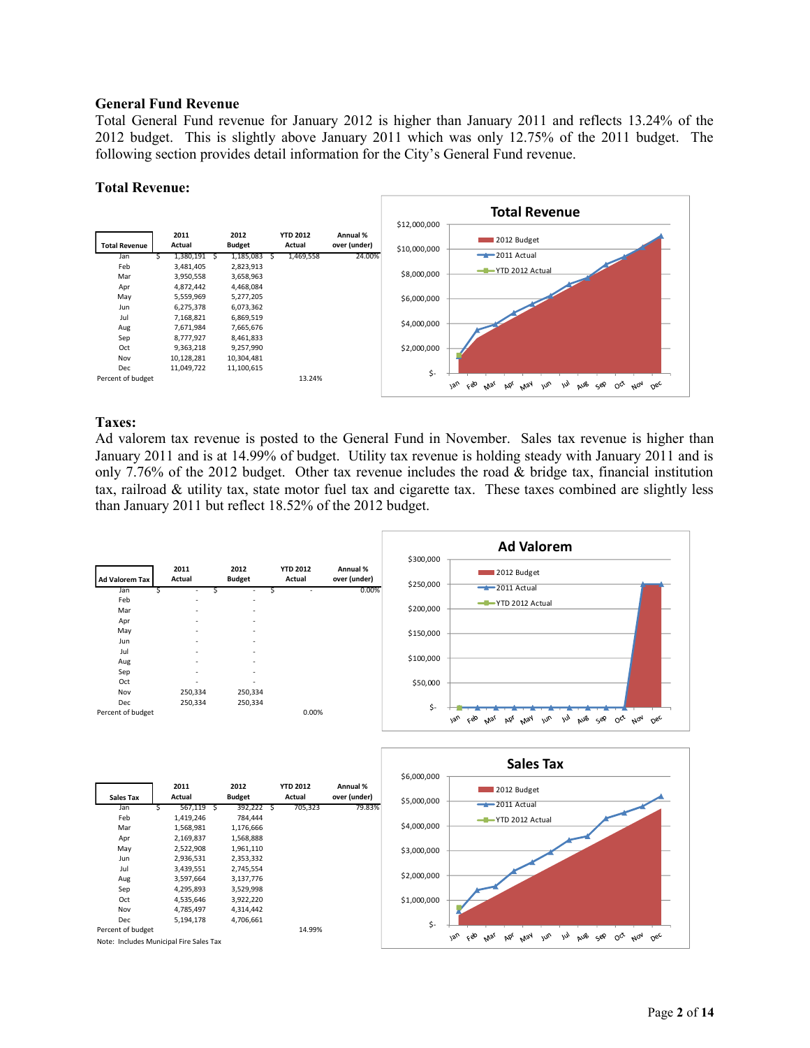## General Fund Revenue

Total General Fund revenue for January 2012 is higher than January 2011 and reflects 13.24% of the 2012 budget. This is slightly above January 2011 which was only 12.75% of the 2011 budget. The following section provides detail information for the City's General Fund revenue.

### Total Revenue:

| Total Revenue | 2011 Actual | 2012 Budget | YTD 2012 Actual | Annual % over (under) |
|---|---|---|---|---|
| Jan | $ 1,380,191 | $ 1,185,083 | $ 1,469,558 | 24.00% |
| Feb | 3,481,405 | 2,823,913 | | |
| Mar | 3,950,558 | 3,658,963 | | |
| Apr | 4,872,442 | 4,468,084 | | |
| May | 5,559,969 | 5,277,205 | | |
| Jun | 6,275,378 | 6,073,362 | | |
| Jul | 7,168,821 | 6,869,519 | | |
| Aug | 7,671,984 | 7,665,676 | | |
| Sep | 8,777,927 | 8,461,833 | | |
| Oct | 9,363,218 | 9,257,990 | | |
| Nov | 10,128,281 | 10,304,481 | | |
| Dec | 11,049,722 | 11,100,615 | | |
| Percent of budget | | | 13.24% | |

### Taxes:

Ad valorem tax revenue is posted to the General Fund in November. Sales tax revenue is higher than January 2011 and is at 14.99% of budget. Utility tax revenue is holding steady with January 2011 and is only 7.76% of the 2012 budget. Other tax revenue includes the road & bridge tax, financial institution tax, railroad & utility tax, state motor fuel tax and cigarette tax. These taxes combined are slightly less than January 2011 but reflect 18.52% of the 2012 budget.

| Ad Valorem Tax | 2011 Actual | 2012 Budget | YTD 2012 Actual | Annual % over (under) |
|---|---|---|---|---|
| Jan | $ - | $ - | $ - | 0.00% |
| Feb | - | - | | |
| Mar | - | - | | |
| Apr | - | - | | |
| May | - | - | | |
| Jun | - | - | | |
| Jul | - | - | | |
| Aug | - | - | | |
| Sep | - | - | | |
| Oct | - | - | | |
| Nov | 250,334 | 250,334 | | |
| Dec | 250,334 | 250,334 | | |
| Percent of budget | | | 0.00% | |

| Sales Tax | 2011 Actual | 2012 Budget | YTD 2012 Actual | Annual % over (under) |
|---|---|---|---|---|
| Jan | $ 567,119 | $ 392,222 | $ 705,323 | 79.83% |
| Feb | 1,419,246 | 784,444 | | |
| Mar | 1,568,981 | 1,176,666 | | |
| Apr | 2,169,837 | 1,568,888 | | |
| May | 2,522,908 | 1,961,110 | | |
| Jun | 2,936,531 | 2,353,332 | | |
| Jul | 3,439,551 | 2,745,554 | | |
| Aug | 3,597,664 | 3,137,776 | | |
| Sep | 4,295,893 | 3,529,998 | | |
| Oct | 4,535,646 | 3,922,220 | | |
| Nov | 4,785,497 | 4,314,442 | | |
| Dec | 5,194,178 | 4,706,661 | | |
| Percent of budget | | | 14.99% | |

Note: Includes Municipal Fire Sales Tax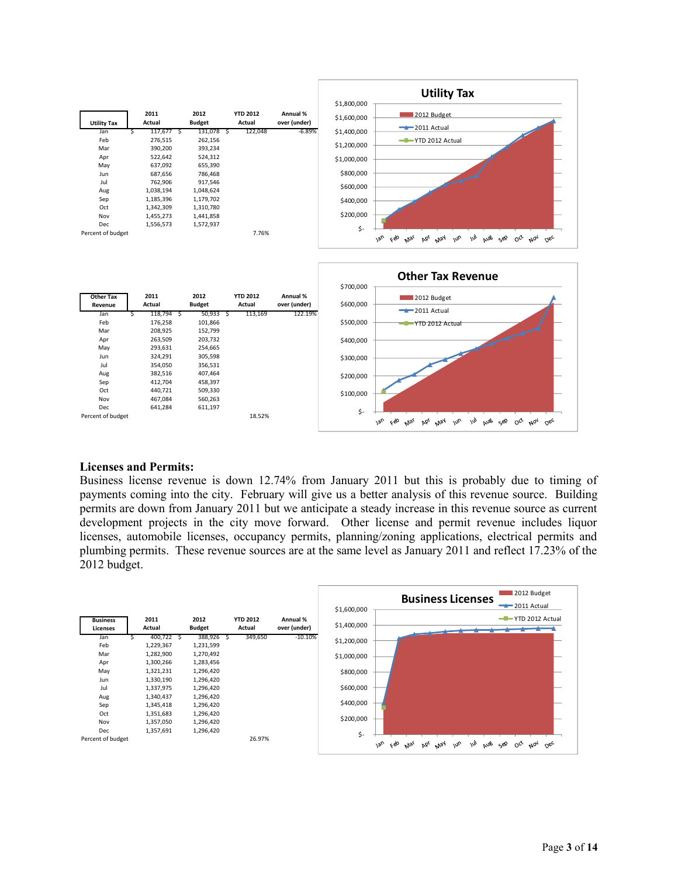| Utility Tax | 2011 Actual | 2012 Budget | YTD 2012 Actual | Annual % over (under) |
|---|---|---|---|---|
| Jan | $ 117,677 | $ 131,078 | $ 122,048 | -6.89% |
| Feb | 276,515 | 262,156 | | |
| Mar | 390,200 | 393,234 | | |
| Apr | 522,642 | 524,312 | | |
| May | 637,092 | 655,390 | | |
| Jun | 687,656 | 786,468 | | |
| Jul | 762,906 | 917,546 | | |
| Aug | 1,038,194 | 1,048,624 | | |
| Sep | 1,185,396 | 1,179,702 | | |
| Oct | 1,342,309 | 1,310,780 | | |
| Nov | 1,455,273 | 1,441,858 | | |
| Dec | 1,556,573 | 1,572,937 | | |
| Percent of budget | | | 7.76% | |

| Other Tax Revenue | 2011 Actual | 2012 Budget | YTD 2012 Actual | Annual % over (under) |
|---|---|---|---|---|
| Jan | $ 118,794 | $ 50,933 | $ 113,169 | 122.19% |
| Feb | 176,258 | 101,866 | | |
| Mar | 208,925 | 152,799 | | |
| Apr | 263,509 | 203,732 | | |
| May | 293,631 | 254,665 | | |
| Jun | 324,291 | 305,598 | | |
| Jul | 354,050 | 356,531 | | |
| Aug | 382,516 | 407,464 | | |
| Sep | 412,704 | 458,397 | | |
| Oct | 440,721 | 509,330 | | |
| Nov | 467,084 | 560,263 | | |
| Dec | 641,284 | 611,197 | | |
| Percent of budget | | | 18.52% | |

## Licenses and Permits:

Business license revenue is down 12.74% from January 2011 but this is probably due to timing of payments coming into the city. February will give us a better analysis of this revenue source. Building permits are down from January 2011 but we anticipate a steady increase in this revenue source as current development projects in the city move forward. Other license and permit revenue includes liquor licenses, automobile licenses, occupancy permits, planning/zoning applications, electrical permits and plumbing permits. These revenue sources are at the same level as January 2011 and reflect 17.23% of the 2012 budget.

| Business Licenses | 2011 Actual | 2012 Budget | YTD 2012 Actual | Annual % over (under) |
|---|---|---|---|---|
| Jan | $ 400,722 | $ 388,926 | $ 349,650 | -10.10% |
| Feb | 1,229,367 | 1,231,599 | | |
| Mar | 1,282,900 | 1,270,492 | | |
| Apr | 1,300,266 | 1,283,456 | | |
| May | 1,321,231 | 1,296,420 | | |
| Jun | 1,330,190 | 1,296,420 | | |
| Jul | 1,337,975 | 1,296,420 | | |
| Aug | 1,340,437 | 1,296,420 | | |
| Sep | 1,345,418 | 1,296,420 | | |
| Oct | 1,351,683 | 1,296,420 | | |
| Nov | 1,357,050 | 1,296,420 | | |
| Dec | 1,357,691 | 1,296,420 | | |
| Percent of budget | | | 26.97% | |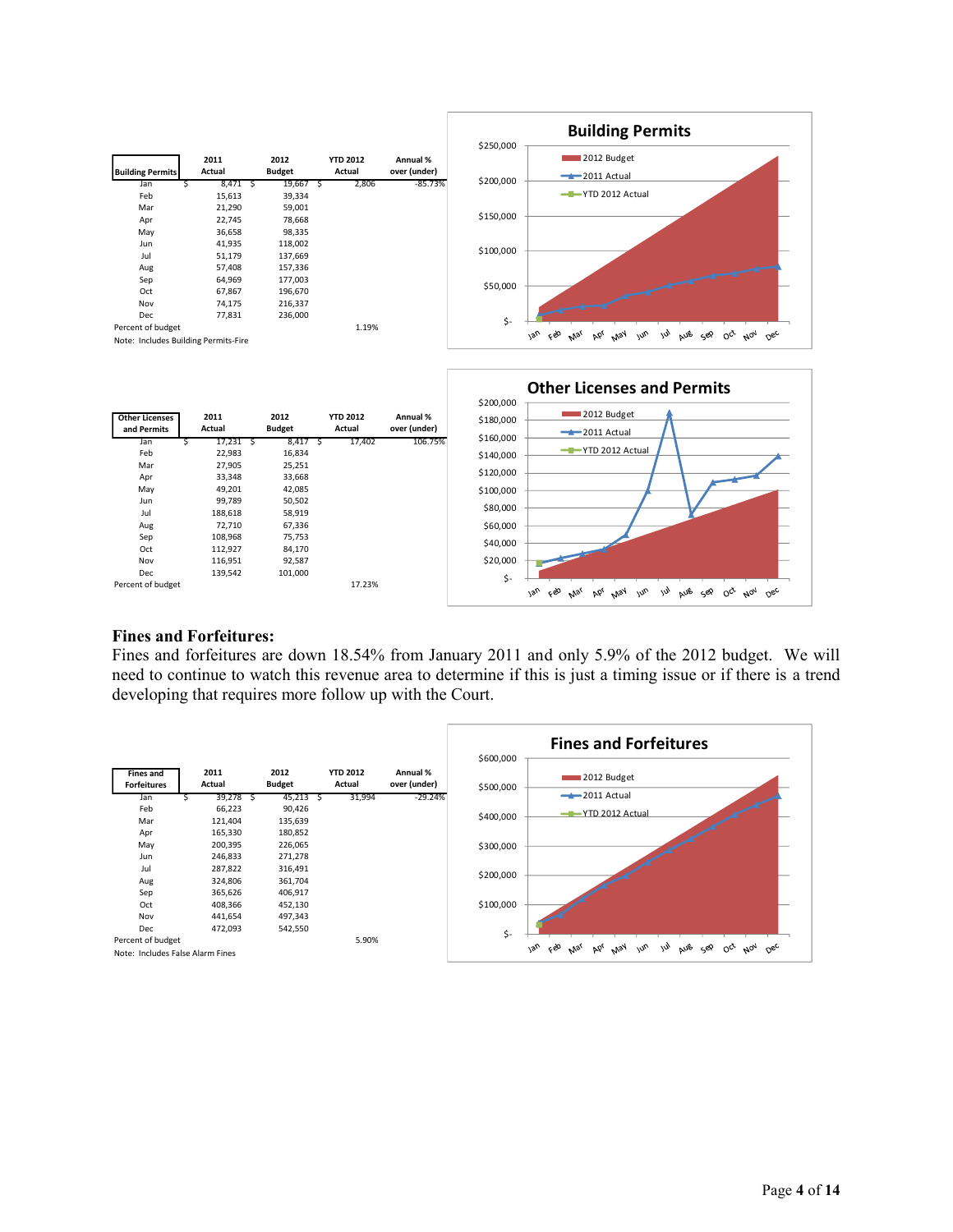| Building Permits | 2011 Actual | 2012 Budget | YTD 2012 Actual | Annual % over (under) |
|---|---|---|---|---|
| Jan | $ 8,471 | $ 19,667 | $ 2,806 | -85.73% |
| Feb | 15,613 | 39,334 | | |
| Mar | 21,290 | 59,001 | | |
| Apr | 22,745 | 78,668 | | |
| May | 36,658 | 98,335 | | |
| Jun | 41,935 | 118,002 | | |
| Jul | 51,179 | 137,669 | | |
| Aug | 57,408 | 157,336 | | |
| Sep | 64,969 | 177,003 | | |
| Oct | 67,867 | 196,670 | | |
| Nov | 74,175 | 216,337 | | |
| Dec | 77,831 | 236,000 | | |
| Percent of budget | | | 1.19% | |

Note: Includes Building Permits-Fire

| Other Licenses and Permits | 2011 Actual | 2012 Budget | YTD 2012 Actual | Annual % over (under) |
|---|---|---|---|---|
| Jan | $ 17,231 | $ 8,417 | $ 17,402 | 106.75% |
| Feb | 22,983 | 16,834 | | |
| Mar | 27,905 | 25,251 | | |
| Apr | 33,348 | 33,668 | | |
| May | 49,201 | 42,085 | | |
| Jun | 99,789 | 50,502 | | |
| Jul | 188,618 | 58,919 | | |
| Aug | 72,710 | 67,336 | | |
| Sep | 108,968 | 75,753 | | |
| Oct | 112,927 | 84,170 | | |
| Nov | 116,951 | 92,587 | | |
| Dec | 139,542 | 101,000 | | |
| Percent of budget | | | 17.23% | |

## Fines and Forfeitures:

Fines and forfeitures are down 18.54% from January 2011 and only 5.9% of the 2012 budget. We will need to continue to watch this revenue area to determine if this is just a timing issue or if there is a trend developing that requires more follow up with the Court.

| Fines and Forfeitures | 2011 Actual | 2012 Budget | YTD 2012 Actual | Annual % over (under) |
|---|---|---|---|---|
| Jan | $ 39,278 | $ 45,213 | $ 31,994 | -29.24% |
| Feb | 66,223 | 90,426 | | |
| Mar | 121,404 | 135,639 | | |
| Apr | 165,330 | 180,852 | | |
| May | 200,395 | 226,065 | | |
| Jun | 246,833 | 271,278 | | |
| Jul | 287,822 | 316,491 | | |
| Aug | 324,806 | 361,704 | | |
| Sep | 365,626 | 406,917 | | |
| Oct | 408,366 | 452,130 | | |
| Nov | 441,654 | 497,343 | | |
| Dec | 472,093 | 542,550 | | |
| Percent of budget | | | 5.90% | |

Note: Includes False Alarm Fines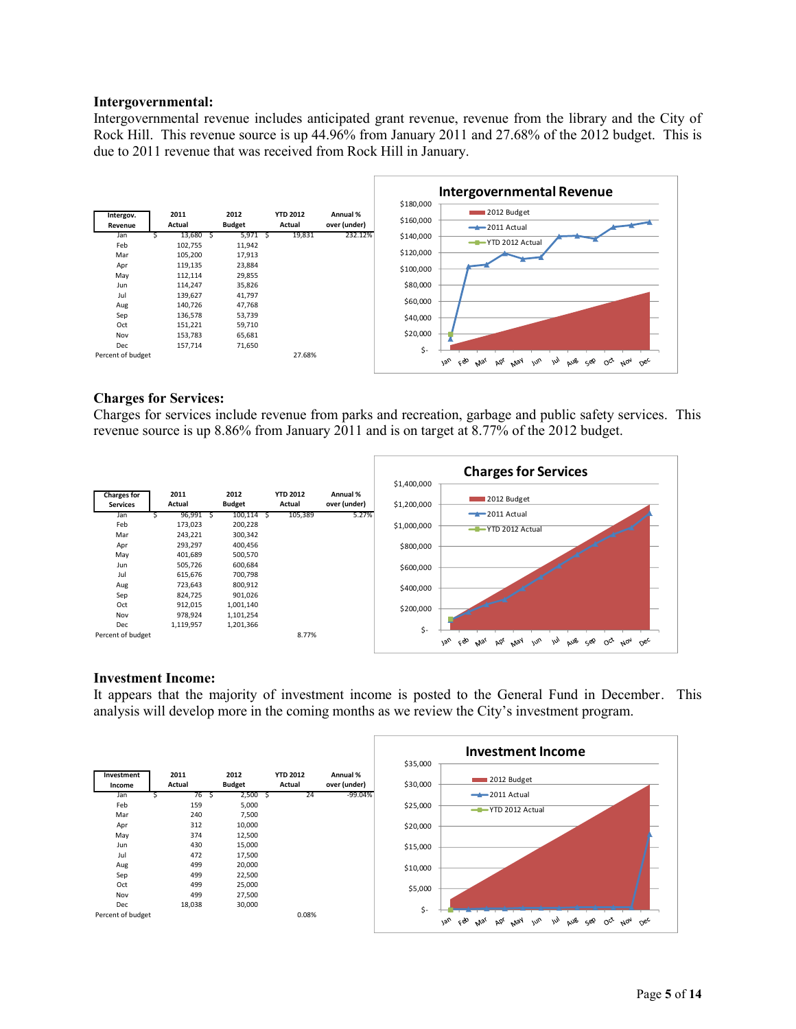**Intergovernmental:**

Intergovernmental revenue includes anticipated grant revenue, revenue from the library and the City of Rock Hill. This revenue source is up 44.96% from January 2011 and 27.68% of the 2012 budget. This is due to 2011 revenue that was received from Rock Hill in January.

| Intergov. Revenue | 2011 Actual | 2012 Budget | YTD 2012 Actual | Annual % over (under) |
|---|---|---|---|---|
| Jan | $ 13,680 | $ 5,971 | $ 19,831 | 232.12% |
| Feb | 102,755 | 11,942 | | |
| Mar | 105,200 | 17,913 | | |
| Apr | 119,135 | 23,884 | | |
| May | 112,114 | 29,855 | | |
| Jun | 114,247 | 35,826 | | |
| Jul | 139,627 | 41,797 | | |
| Aug | 140,726 | 47,768 | | |
| Sep | 136,578 | 53,739 | | |
| Oct | 151,221 | 59,710 | | |
| Nov | 153,783 | 65,681 | | |
| Dec | 157,714 | 71,650 | | |
| Percent of budget | | | 27.68% | |

**Charges for Services:**

Charges for services include revenue from parks and recreation, garbage and public safety services. This revenue source is up 8.86% from January 2011 and is on target at 8.77% of the 2012 budget.

| Charges for Services | 2011 Actual | 2012 Budget | YTD 2012 Actual | Annual % over (under) |
|---|---|---|---|---|
| Jan | $ 96,991 | $ 100,114 | $ 105,389 | 5.27% |
| Feb | 173,023 | 200,228 | | |
| Mar | 243,221 | 300,342 | | |
| Apr | 293,297 | 400,456 | | |
| May | 401,689 | 500,570 | | |
| Jun | 505,726 | 600,684 | | |
| Jul | 615,676 | 700,798 | | |
| Aug | 723,643 | 800,912 | | |
| Sep | 824,725 | 901,026 | | |
| Oct | 912,015 | 1,001,140 | | |
| Nov | 978,924 | 1,101,254 | | |
| Dec | 1,119,957 | 1,201,366 | | |
| Percent of budget | | | 8.77% | |

**Investment Income:**

It appears that the majority of investment income is posted to the General Fund in December. This analysis will develop more in the coming months as we review the City's investment program.

| Investment Income | 2011 Actual | 2012 Budget | YTD 2012 Actual | Annual % over (under) |
|---|---|---|---|---|
| Jan | $ 76 | $ 2,500 | $ 24 | -99.04% |
| Feb | 159 | 5,000 | | |
| Mar | 240 | 7,500 | | |
| Apr | 312 | 10,000 | | |
| May | 374 | 12,500 | | |
| Jun | 430 | 15,000 | | |
| Jul | 472 | 17,500 | | |
| Aug | 499 | 20,000 | | |
| Sep | 499 | 22,500 | | |
| Oct | 499 | 25,000 | | |
| Nov | 499 | 27,500 | | |
| Dec | 18,038 | 30,000 | | |
| Percent of budget | | | 0.08% | |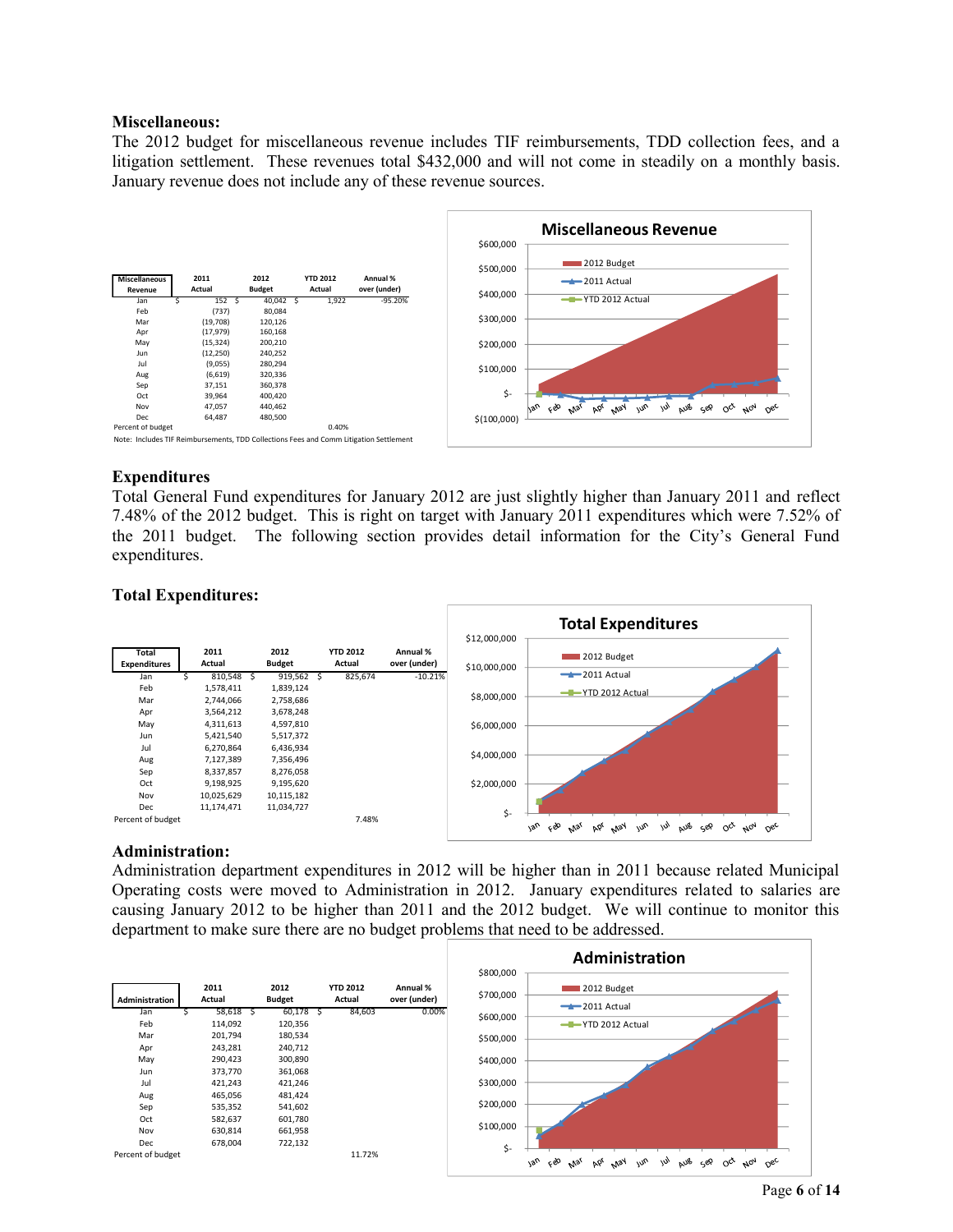### Miscellaneous:

The 2012 budget for miscellaneous revenue includes TIF reimbursements, TDD collection fees, and a litigation settlement. These revenues total $432,000 and will not come in steadily on a monthly basis. January revenue does not include any of these revenue sources.

| Miscellaneous Revenue | 2011 Actual | 2012 Budget | YTD 2012 Actual | Annual % over (under) |
|---|---|---|---|---|
| Jan | $ 152 | $ 40,042 | $ 1,922 | -95.20% |
| Feb | (737) | 80,084 | | |
| Mar | (19,708) | 120,126 | | |
| Apr | (17,979) | 160,168 | | |
| May | (15,324) | 200,210 | | |
| Jun | (12,250) | 240,252 | | |
| Jul | (9,055) | 280,294 | | |
| Aug | (6,619) | 320,336 | | |
| Sep | 37,151 | 360,378 | | |
| Oct | 39,964 | 400,420 | | |
| Nov | 47,057 | 440,462 | | |
| Dec | 64,487 | 480,500 | | |
| Percent of budget | | | 0.40% | |

Note: Includes TIF Reimbursements, TDD Collections Fees and Comm Litigation Settlement

### Expenditures

Total General Fund expenditures for January 2012 are just slightly higher than January 2011 and reflect 7.48% of the 2012 budget. This is right on target with January 2011 expenditures which were 7.52% of the 2011 budget. The following section provides detail information for the City's General Fund expenditures.

### Total Expenditures:

| Total Expenditures | 2011 Actual | 2012 Budget | YTD 2012 Actual | Annual % over (under) |
|---|---|---|---|---|
| Jan | $ 810,548 | $ 919,562 | $ 825,674 | -10.21% |
| Feb | 1,578,411 | 1,839,124 | | |
| Mar | 2,744,066 | 2,758,686 | | |
| Apr | 3,564,212 | 3,678,248 | | |
| May | 4,311,613 | 4,597,810 | | |
| Jun | 5,421,540 | 5,517,372 | | |
| Jul | 6,270,864 | 6,436,934 | | |
| Aug | 7,127,389 | 7,356,496 | | |
| Sep | 8,337,857 | 8,276,058 | | |
| Oct | 9,198,925 | 9,195,620 | | |
| Nov | 10,025,629 | 10,115,182 | | |
| Dec | 11,174,471 | 11,034,727 | | |
| Percent of budget | | | 7.48% | |

### Administration:

Administration department expenditures in 2012 will be higher than in 2011 because related Municipal Operating costs were moved to Administration in 2012. January expenditures related to salaries are causing January 2012 to be higher than 2011 and the 2012 budget. We will continue to monitor this department to make sure there are no budget problems that need to be addressed.

| Administration | 2011 Actual | 2012 Budget | YTD 2012 Actual | Annual % over (under) |
|---|---|---|---|---|
| Jan | $ 58,618 | $ 60,178 | $ 84,603 | 0.00% |
| Feb | 114,092 | 120,356 | | |
| Mar | 201,794 | 180,534 | | |
| Apr | 243,281 | 240,712 | | |
| May | 290,423 | 300,890 | | |
| Jun | 373,770 | 361,068 | | |
| Jul | 421,243 | 421,246 | | |
| Aug | 465,056 | 481,424 | | |
| Sep | 535,352 | 541,602 | | |
| Oct | 582,637 | 601,780 | | |
| Nov | 630,814 | 661,958 | | |
| Dec | 678,004 | 722,132 | | |
| Percent of budget | | | 11.72% | |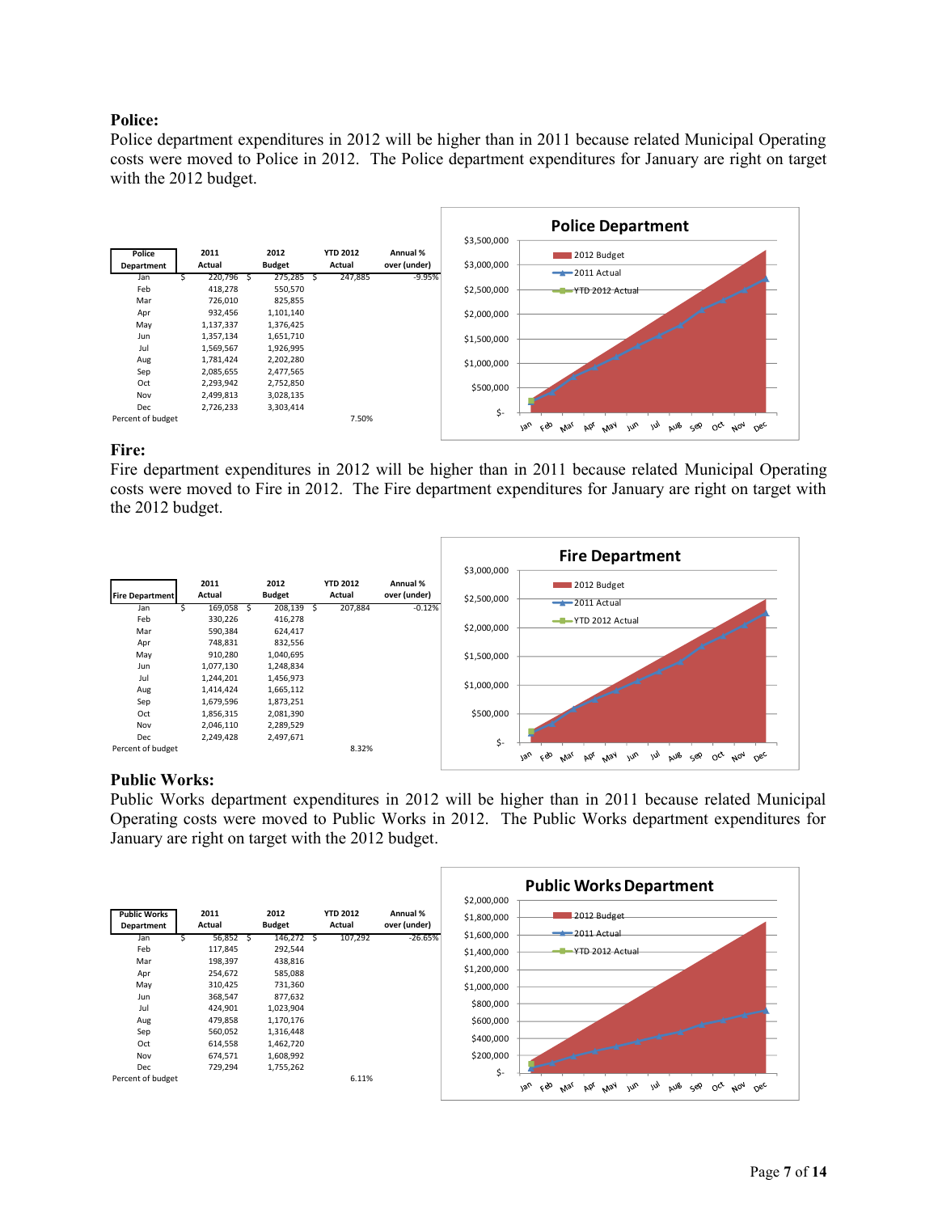**Police:**

Police department expenditures in 2012 will be higher than in 2011 because related Municipal Operating costs were moved to Police in 2012. The Police department expenditures for January are right on target with the 2012 budget.

| Police Department | 2011 Actual | 2012 Budget | YTD 2012 Actual | Annual % over (under) |
|---|---|---|---|---|
| Jan | $ 220,796 | $ 275,285 | $ 247,885 | -9.95% |
| Feb | 418,278 | 550,570 | | |
| Mar | 726,010 | 825,855 | | |
| Apr | 932,456 | 1,101,140 | | |
| May | 1,137,337 | 1,376,425 | | |
| Jun | 1,357,134 | 1,651,710 | | |
| Jul | 1,569,567 | 1,926,995 | | |
| Aug | 1,781,424 | 2,202,280 | | |
| Sep | 2,085,655 | 2,477,565 | | |
| Oct | 2,293,942 | 2,752,850 | | |
| Nov | 2,499,813 | 3,028,135 | | |
| Dec | 2,726,233 | 3,303,414 | | |
| Percent of budget | | | 7.50% | |

**Police Department**

**Fire:**

Fire department expenditures in 2012 will be higher than in 2011 because related Municipal Operating costs were moved to Fire in 2012. The Fire department expenditures for January are right on target with the 2012 budget.

| Fire Department | 2011 Actual | 2012 Budget | YTD 2012 Actual | Annual % over (under) |
|---|---|---|---|---|
| Jan | $ 169,058 | $ 208,139 | $ 207,884 | -0.12% |
| Feb | 330,226 | 416,278 | | |
| Mar | 590,384 | 624,417 | | |
| Apr | 748,831 | 832,556 | | |
| May | 910,280 | 1,040,695 | | |
| Jun | 1,077,130 | 1,248,834 | | |
| Jul | 1,244,201 | 1,456,973 | | |
| Aug | 1,414,424 | 1,665,112 | | |
| Sep | 1,679,596 | 1,873,251 | | |
| Oct | 1,856,315 | 2,081,390 | | |
| Nov | 2,046,110 | 2,289,529 | | |
| Dec | 2,249,428 | 2,497,671 | | |
| Percent of budget | | | 8.32% | |

**Fire Department**

**Public Works:**

Public Works department expenditures in 2012 will be higher than in 2011 because related Municipal Operating costs were moved to Public Works in 2012. The Public Works department expenditures for January are right on target with the 2012 budget.

| Public Works Department | 2011 Actual | 2012 Budget | YTD 2012 Actual | Annual % over (under) |
|---|---|---|---|---|
| Jan | $ 56,852 | $ 146,272 | $ 107,292 | -26.65% |
| Feb | 117,845 | 292,544 | | |
| Mar | 198,397 | 438,816 | | |
| Apr | 254,672 | 585,088 | | |
| May | 310,425 | 731,360 | | |
| Jun | 368,547 | 877,632 | | |
| Jul | 424,901 | 1,023,904 | | |
| Aug | 479,858 | 1,170,176 | | |
| Sep | 560,052 | 1,316,448 | | |
| Oct | 614,558 | 1,462,720 | | |
| Nov | 674,571 | 1,608,992 | | |
| Dec | 729,294 | 1,755,262 | | |
| Percent of budget | | | 6.11% | |

**Public Works Department**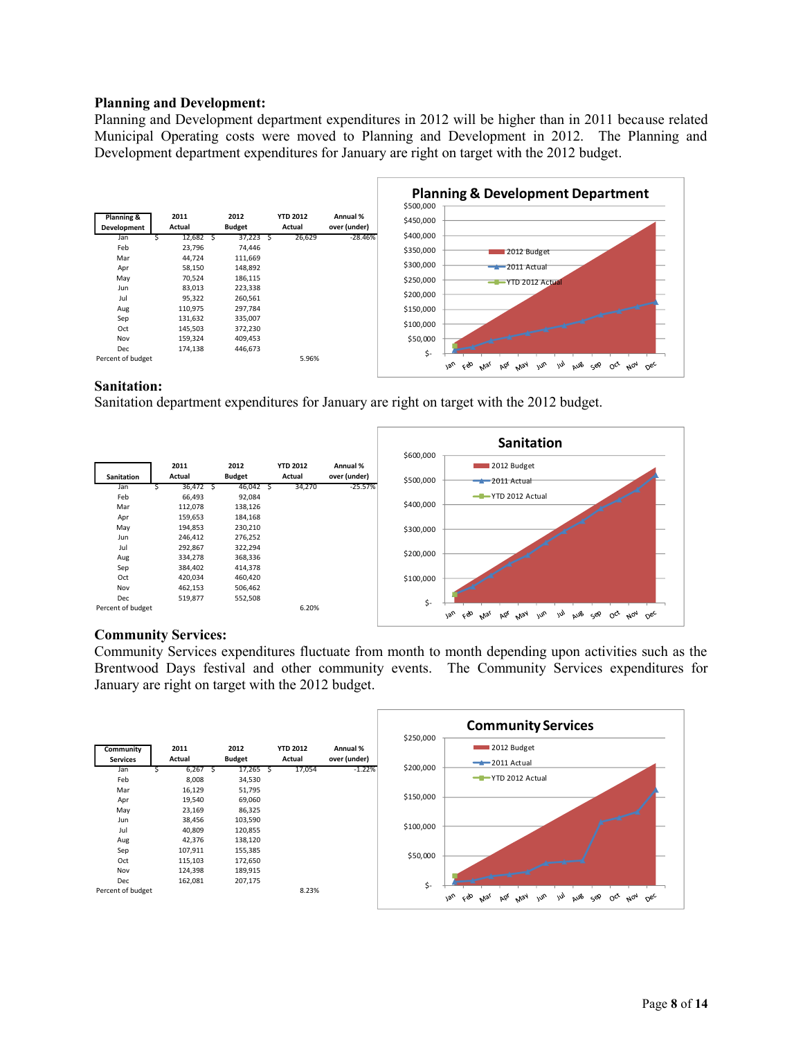**Planning and Development:**

Planning and Development department expenditures in 2012 will be higher than in 2011 because related Municipal Operating costs were moved to Planning and Development in 2012. The Planning and Development department expenditures for January are right on target with the 2012 budget.

| Planning & Development | 2011 Actual | 2012 Budget | YTD 2012 Actual | Annual % over (under) |
|---|---|---|---|---|
| Jan | $ 12,682 | $ 37,223 | $ 26,629 | -28.46% |
| Feb | 23,796 | 74,446 | | |
| Mar | 44,724 | 111,669 | | |
| Apr | 58,150 | 148,892 | | |
| May | 70,524 | 186,115 | | |
| Jun | 83,013 | 223,338 | | |
| Jul | 95,322 | 260,561 | | |
| Aug | 110,975 | 297,784 | | |
| Sep | 131,632 | 335,007 | | |
| Oct | 145,503 | 372,230 | | |
| Nov | 159,324 | 409,453 | | |
| Dec | 174,138 | 446,673 | | |
| Percent of budget | | | 5.96% | |

**Sanitation:**

Sanitation department expenditures for January are right on target with the 2012 budget.

| Sanitation | 2011 Actual | 2012 Budget | YTD 2012 Actual | Annual % over (under) |
|---|---|---|---|---|
| Jan | $ 36,472 | $ 46,042 | $ 34,270 | -25.57% |
| Feb | 66,493 | 92,084 | | |
| Mar | 112,078 | 138,126 | | |
| Apr | 159,653 | 184,168 | | |
| May | 194,853 | 230,210 | | |
| Jun | 246,412 | 276,252 | | |
| Jul | 292,867 | 322,294 | | |
| Aug | 334,278 | 368,336 | | |
| Sep | 384,402 | 414,378 | | |
| Oct | 420,034 | 460,420 | | |
| Nov | 462,153 | 506,462 | | |
| Dec | 519,877 | 552,508 | | |
| Percent of budget | | | 6.20% | |

**Community Services:**

Community Services expenditures fluctuate from month to month depending upon activities such as the Brentwood Days festival and other community events. The Community Services expenditures for January are right on target with the 2012 budget.

| Community Services | 2011 Actual | 2012 Budget | YTD 2012 Actual | Annual % over (under) |
|---|---|---|---|---|
| Jan | $ 6,267 | $ 17,265 | $ 17,054 | -1.22% |
| Feb | 8,008 | 34,530 | | |
| Mar | 16,129 | 51,795 | | |
| Apr | 19,540 | 69,060 | | |
| May | 23,169 | 86,325 | | |
| Jun | 38,456 | 103,590 | | |
| Jul | 40,809 | 120,855 | | |
| Aug | 42,376 | 138,120 | | |
| Sep | 107,911 | 155,385 | | |
| Oct | 115,103 | 172,650 | | |
| Nov | 124,398 | 189,915 | | |
| Dec | 162,081 | 207,175 | | |
| Percent of budget | | | 8.23% | |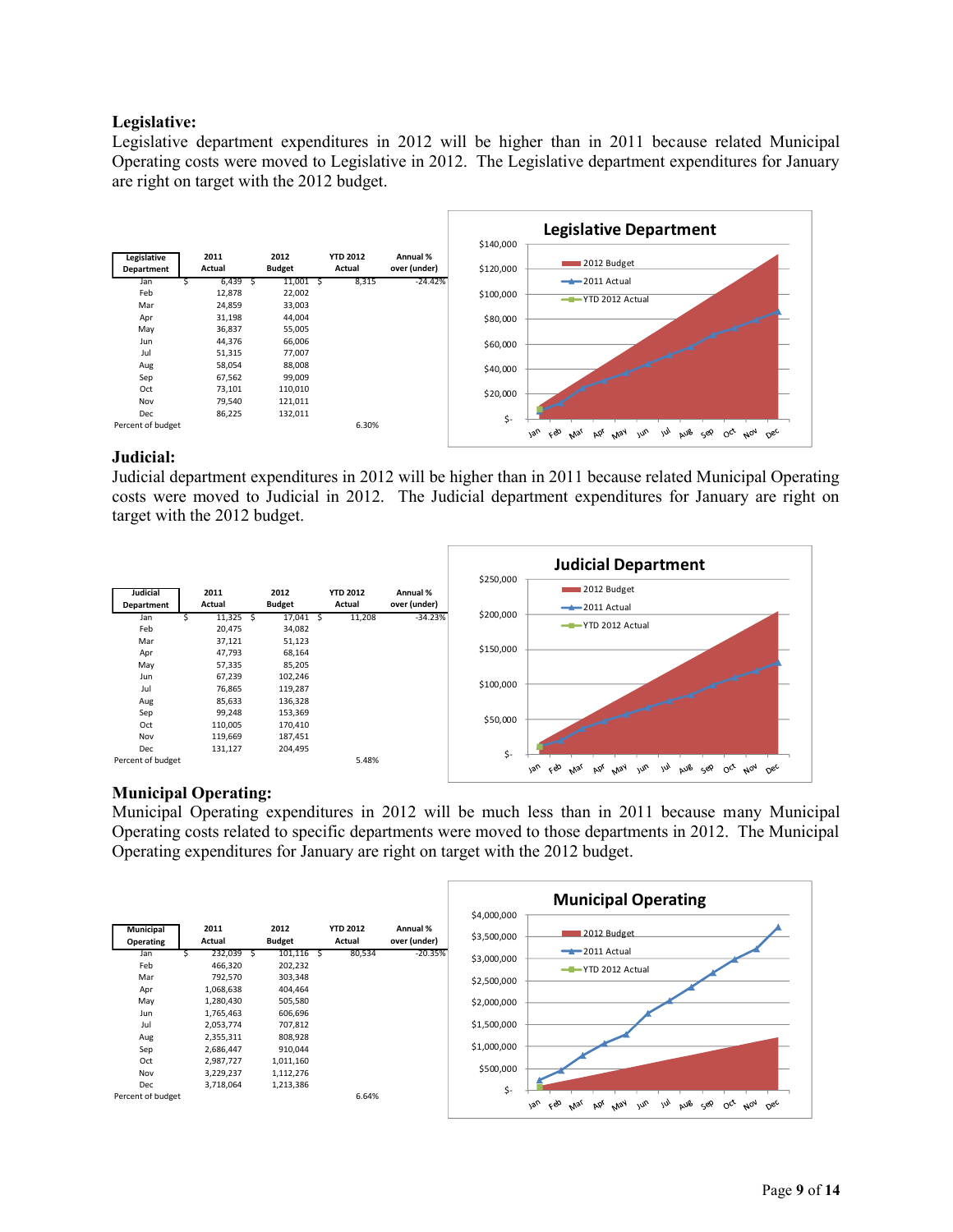**Legislative:**

Legislative department expenditures in 2012 will be higher than in 2011 because related Municipal Operating costs were moved to Legislative in 2012. The Legislative department expenditures for January are right on target with the 2012 budget.

| Legislative Department | 2011 Actual | 2012 Budget | YTD 2012 Actual | Annual % over (under) |
|---|---|---|---|---|
| Jan | $ 6,439 | $ 11,001 | $ 8,315 | -24.42% |
| Feb | 12,878 | 22,002 | | |
| Mar | 24,859 | 33,003 | | |
| Apr | 31,198 | 44,004 | | |
| May | 36,837 | 55,005 | | |
| Jun | 44,376 | 66,006 | | |
| Jul | 51,315 | 77,007 | | |
| Aug | 58,054 | 88,008 | | |
| Sep | 67,562 | 99,009 | | |
| Oct | 73,101 | 110,010 | | |
| Nov | 79,540 | 121,011 | | |
| Dec | 86,225 | 132,011 | | |
| Percent of budget | | | 6.30% | |

**Judicial:**

Judicial department expenditures in 2012 will be higher than in 2011 because related Municipal Operating costs were moved to Judicial in 2012. The Judicial department expenditures for January are right on target with the 2012 budget.

| Judicial Department | 2011 Actual | 2012 Budget | YTD 2012 Actual | Annual % over (under) |
|---|---|---|---|---|
| Jan | $ 11,325 | $ 17,041 | $ 11,208 | -34.23% |
| Feb | 20,475 | 34,082 | | |
| Mar | 37,121 | 51,123 | | |
| Apr | 47,793 | 68,164 | | |
| May | 57,335 | 85,205 | | |
| Jun | 67,239 | 102,246 | | |
| Jul | 76,865 | 119,287 | | |
| Aug | 85,633 | 136,328 | | |
| Sep | 99,248 | 153,369 | | |
| Oct | 110,005 | 170,410 | | |
| Nov | 119,669 | 187,451 | | |
| Dec | 131,127 | 204,495 | | |
| Percent of budget | | | 5.48% | |

**Municipal Operating:**

Municipal Operating expenditures in 2012 will be much less than in 2011 because many Municipal Operating costs related to specific departments were moved to those departments in 2012. The Municipal Operating expenditures for January are right on target with the 2012 budget.

| Municipal Operating | 2011 Actual | 2012 Budget | YTD 2012 Actual | Annual % over (under) |
|---|---|---|---|---|
| Jan | $ 232,039 | $ 101,116 | $ 80,534 | -20.35% |
| Feb | 466,320 | 202,232 | | |
| Mar | 792,570 | 303,348 | | |
| Apr | 1,068,638 | 404,464 | | |
| May | 1,280,430 | 505,580 | | |
| Jun | 1,765,463 | 606,696 | | |
| Jul | 2,053,774 | 707,812 | | |
| Aug | 2,355,311 | 808,928 | | |
| Sep | 2,686,447 | 910,044 | | |
| Oct | 2,987,727 | 1,011,160 | | |
| Nov | 3,229,237 | 1,112,276 | | |
| Dec | 3,718,064 | 1,213,386 | | |
| Percent of budget | | | 6.64% | |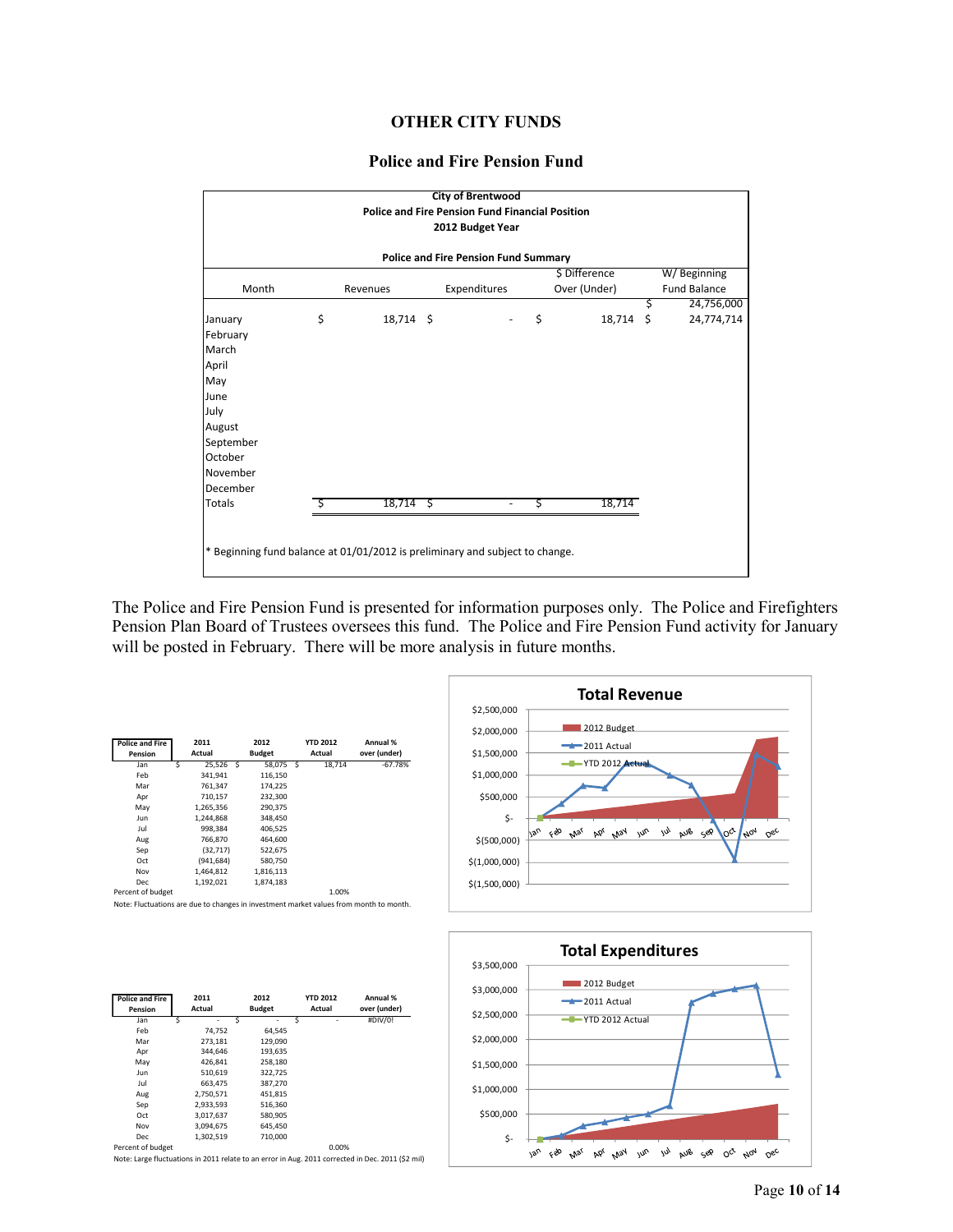## OTHER CITY FUNDS

### Police and Fire Pension Fund

**City of Brentwood**
**Police and Fire Pension Fund Financial Position**
**2012 Budget Year**

**Police and Fire Pension Fund Summary**

| Month | Revenues | Expenditures | $ Difference Over (Under) | W/ Beginning Fund Balance |
|---|---|---|---|---|
| | | | | $ 24,756,000 |
| January | $ 18,714 | $ - | $ 18,714 | $ 24,774,714 |
| February | | | | |
| March | | | | |
| April | | | | |
| May | | | | |
| June | | | | |
| July | | | | |
| August | | | | |
| September | | | | |
| October | | | | |
| November | | | | |
| December | | | | |
| Totals | $ 18,714 | $ - | $ 18,714 | |

\* Beginning fund balance at 01/01/2012 is preliminary and subject to change.

The Police and Fire Pension Fund is presented for information purposes only. The Police and Firefighters Pension Plan Board of Trustees oversees this fund. The Police and Fire Pension Fund activity for January will be posted in February. There will be more analysis in future months.

| Police and Fire Pension | 2011 Actual | 2012 Budget | YTD 2012 Actual | Annual % over (under) |
|---|---|---|---|---|
| Jan | $ 25,526 | $ 58,075 | $ 18,714 | -67.78% |
| Feb | 341,941 | 116,150 | | |
| Mar | 761,347 | 174,225 | | |
| Apr | 710,157 | 232,300 | | |
| May | 1,265,356 | 290,375 | | |
| Jun | 1,244,868 | 348,450 | | |
| Jul | 998,384 | 406,525 | | |
| Aug | 766,870 | 464,600 | | |
| Sep | (32,717) | 522,675 | | |
| Oct | (941,684) | 580,750 | | |
| Nov | 1,464,812 | 1,816,113 | | |
| Dec | 1,192,021 | 1,874,183 | | |
| Percent of budget | | | 1.00% | |

Note: Fluctuations are due to changes in investment market values from month to month.

**Total Revenue**

| Police and Fire Pension | 2011 Actual | 2012 Budget | YTD 2012 Actual | Annual % over (under) |
|---|---|---|---|---|
| Jan | $ - | $ - | $ - | #DIV/0! |
| Feb | 74,752 | 64,545 | | |
| Mar | 273,181 | 129,090 | | |
| Apr | 344,646 | 193,635 | | |
| May | 426,841 | 258,180 | | |
| Jun | 510,619 | 322,725 | | |
| Jul | 663,475 | 387,270 | | |
| Aug | 2,750,571 | 451,815 | | |
| Sep | 2,933,593 | 516,360 | | |
| Oct | 3,017,637 | 580,905 | | |
| Nov | 3,094,675 | 645,450 | | |
| Dec | 1,302,519 | 710,000 | | |
| Percent of budget | | | 0.00% | |

Note: Large fluctuations in 2011 relate to an error in Aug. 2011 corrected in Dec. 2011 ($2 mil)

**Total Expenditures**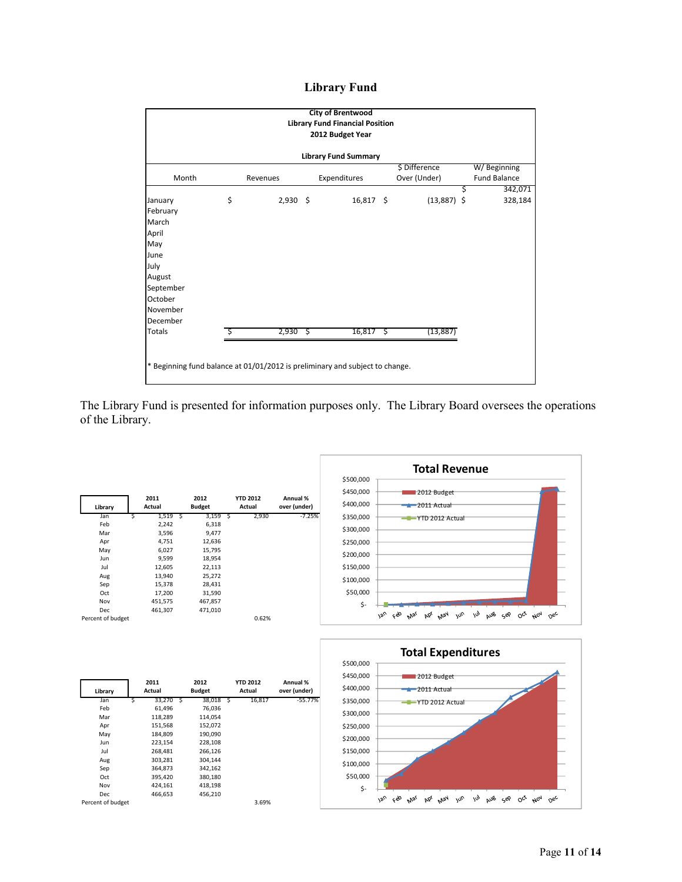# Library Fund

**City of Brentwood**
**Library Fund Financial Position**
**2012 Budget Year**

**Library Fund Summary**

| Month | Revenues | Expenditures | $ Difference Over (Under) | W/ Beginning Fund Balance |
|---|---|---|---|---|
| | | | | $ 342,071 |
| January | $ 2,930 | $ 16,817 | $ (13,887) | $ 328,184 |
| February | | | | |
| March | | | | |
| April | | | | |
| May | | | | |
| June | | | | |
| July | | | | |
| August | | | | |
| September | | | | |
| October | | | | |
| November | | | | |
| December | | | | |
| Totals | $ 2,930 | $ 16,817 | $ (13,887) | |

\* Beginning fund balance at 01/01/2012 is preliminary and subject to change.

The Library Fund is presented for information purposes only. The Library Board oversees the operations of the Library.

| Library | 2011 Actual | 2012 Budget | YTD 2012 Actual | Annual % over (under) |
|---|---|---|---|---|
| Jan | $ 1,519 | $ 3,159 | $ 2,930 | -7.25% |
| Feb | 2,242 | 6,318 | | |
| Mar | 3,596 | 9,477 | | |
| Apr | 4,751 | 12,636 | | |
| May | 6,027 | 15,795 | | |
| Jun | 9,599 | 18,954 | | |
| Jul | 12,605 | 22,113 | | |
| Aug | 13,940 | 25,272 | | |
| Sep | 15,378 | 28,431 | | |
| Oct | 17,200 | 31,590 | | |
| Nov | 451,575 | 467,857 | | |
| Dec | 461,307 | 471,010 | | |
| Percent of budget | | | 0.62% | |

**Total Revenue** (chart: 2012 Budget, 2011 Actual, YTD 2012 Actual)

| Library | 2011 Actual | 2012 Budget | YTD 2012 Actual | Annual % over (under) |
|---|---|---|---|---|
| Jan | $ 33,270 | $ 38,018 | $ 16,817 | -55.77% |
| Feb | 61,496 | 76,036 | | |
| Mar | 118,289 | 114,054 | | |
| Apr | 151,568 | 152,072 | | |
| May | 184,809 | 190,090 | | |
| Jun | 223,154 | 228,108 | | |
| Jul | 268,481 | 266,126 | | |
| Aug | 303,281 | 304,144 | | |
| Sep | 364,873 | 342,162 | | |
| Oct | 395,420 | 380,180 | | |
| Nov | 424,161 | 418,198 | | |
| Dec | 466,653 | 456,210 | | |
| Percent of budget | | | 3.69% | |

**Total Expenditures** (chart: 2012 Budget, 2011 Actual, YTD 2012 Actual)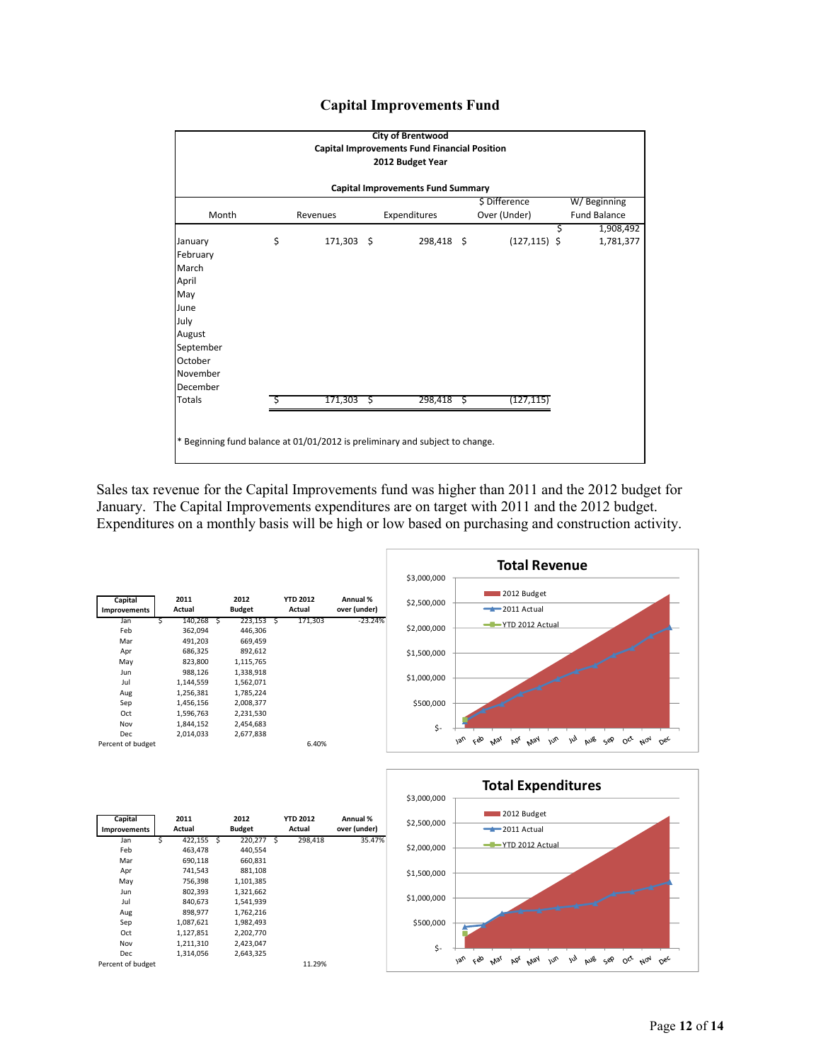# Capital Improvements Fund

**City of Brentwood**
**Capital Improvements Fund Financial Position**
**2012 Budget Year**

**Capital Improvements Fund Summary**

| Month | Revenues | Expenditures | $ Difference Over (Under) | W/ Beginning Fund Balance |
|---|---|---|---|---|
| | | | | $ 1,908,492 |
| January | $ 171,303 | $ 298,418 | $ (127,115) | $ 1,781,377 |
| February | | | | |
| March | | | | |
| April | | | | |
| May | | | | |
| June | | | | |
| July | | | | |
| August | | | | |
| September | | | | |
| October | | | | |
| November | | | | |
| December | | | | |
| Totals | $ 171,303 | $ 298,418 | $ (127,115) | |

* Beginning fund balance at 01/01/2012 is preliminary and subject to change.

Sales tax revenue for the Capital Improvements fund was higher than 2011 and the 2012 budget for January. The Capital Improvements expenditures are on target with 2011 and the 2012 budget. Expenditures on a monthly basis will be high or low based on purchasing and construction activity.

| Capital Improvements | 2011 Actual | 2012 Budget | YTD 2012 Actual | Annual % over (under) |
|---|---|---|---|---|
| Jan | $ 140,268 | $ 223,153 | $ 171,303 | -23.24% |
| Feb | 362,094 | 446,306 | | |
| Mar | 491,203 | 669,459 | | |
| Apr | 686,325 | 892,612 | | |
| May | 823,800 | 1,115,765 | | |
| Jun | 988,126 | 1,338,918 | | |
| Jul | 1,144,559 | 1,562,071 | | |
| Aug | 1,256,381 | 1,785,224 | | |
| Sep | 1,456,156 | 2,008,377 | | |
| Oct | 1,596,763 | 2,231,530 | | |
| Nov | 1,844,152 | 2,454,683 | | |
| Dec | 2,014,033 | 2,677,838 | | |
| Percent of budget | | | 6.40% | |

**Total Revenue**

| Capital Improvements | 2011 Actual | 2012 Budget | YTD 2012 Actual | Annual % over (under) |
|---|---|---|---|---|
| Jan | $ 422,155 | $ 220,277 | $ 298,418 | 35.47% |
| Feb | 463,478 | 440,554 | | |
| Mar | 690,118 | 660,831 | | |
| Apr | 741,543 | 881,108 | | |
| May | 756,398 | 1,101,385 | | |
| Jun | 802,393 | 1,321,662 | | |
| Jul | 840,673 | 1,541,939 | | |
| Aug | 898,977 | 1,762,216 | | |
| Sep | 1,087,621 | 1,982,493 | | |
| Oct | 1,127,851 | 2,202,770 | | |
| Nov | 1,211,310 | 2,423,047 | | |
| Dec | 1,314,056 | 2,643,325 | | |
| Percent of budget | | | 11.29% | |

**Total Expenditures**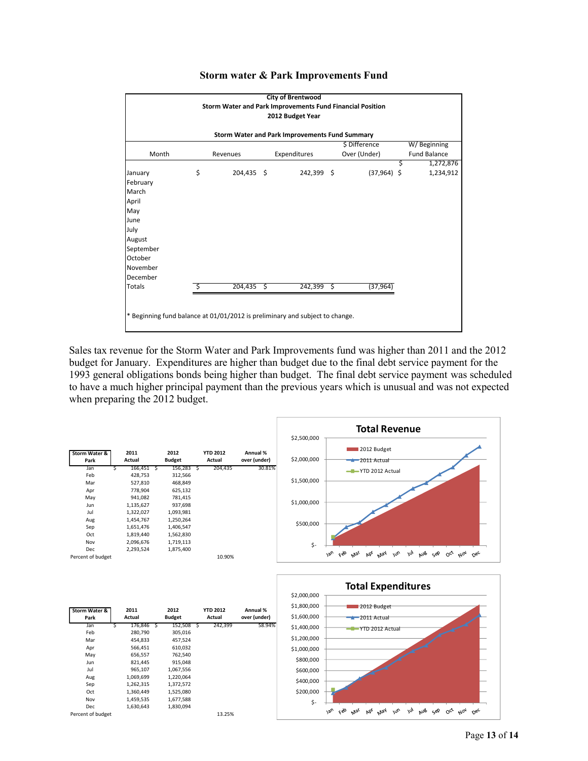# Storm water & Park Improvements Fund

**City of Brentwood**
**Storm Water and Park Improvements Fund Financial Position**
**2012 Budget Year**

**Storm Water and Park Improvements Fund Summary**

| Month | Revenues | Expenditures | $ Difference Over (Under) | W/ Beginning Fund Balance |
|---|---|---|---|---|
| | | | | $ 1,272,876 |
| January | $ 204,435 | $ 242,399 | $ (37,964) | $ 1,234,912 |
| February | | | | |
| March | | | | |
| April | | | | |
| May | | | | |
| June | | | | |
| July | | | | |
| August | | | | |
| September | | | | |
| October | | | | |
| November | | | | |
| December | | | | |
| Totals | $ 204,435 | $ 242,399 | $ (37,964) | |

* Beginning fund balance at 01/01/2012 is preliminary and subject to change.

Sales tax revenue for the Storm Water and Park Improvements fund was higher than 2011 and the 2012 budget for January. Expenditures are higher than budget due to the final debt service payment for the 1993 general obligations bonds being higher than budget. The final debt service payment was scheduled to have a much higher principal payment than the previous years which is unusual and was not expected when preparing the 2012 budget.

| Storm Water & Park | 2011 Actual | 2012 Budget | YTD 2012 Actual | Annual % over (under) |
|---|---|---|---|---|
| Jan | $ 166,451 | $ 156,283 | $ 204,435 | 30.81% |
| Feb | 428,753 | 312,566 | | |
| Mar | 527,810 | 468,849 | | |
| Apr | 778,904 | 625,132 | | |
| May | 941,082 | 781,415 | | |
| Jun | 1,135,627 | 937,698 | | |
| Jul | 1,322,027 | 1,093,981 | | |
| Aug | 1,454,767 | 1,250,264 | | |
| Sep | 1,651,476 | 1,406,547 | | |
| Oct | 1,819,440 | 1,562,830 | | |
| Nov | 2,096,676 | 1,719,113 | | |
| Dec | 2,293,524 | 1,875,400 | | |
| Percent of budget | | | 10.90% | |

**Total Revenue**

| Storm Water & Park | 2011 Actual | 2012 Budget | YTD 2012 Actual | Annual % over (under) |
|---|---|---|---|---|
| Jan | $ 176,846 | $ 152,508 | $ 242,399 | 58.94% |
| Feb | 280,790 | 305,016 | | |
| Mar | 454,833 | 457,524 | | |
| Apr | 566,451 | 610,032 | | |
| May | 656,557 | 762,540 | | |
| Jun | 821,445 | 915,048 | | |
| Jul | 965,107 | 1,067,556 | | |
| Aug | 1,069,699 | 1,220,064 | | |
| Sep | 1,262,315 | 1,372,572 | | |
| Oct | 1,360,449 | 1,525,080 | | |
| Nov | 1,459,535 | 1,677,588 | | |
| Dec | 1,630,643 | 1,830,094 | | |
| Percent of budget | | | 13.25% | |

**Total Expenditures**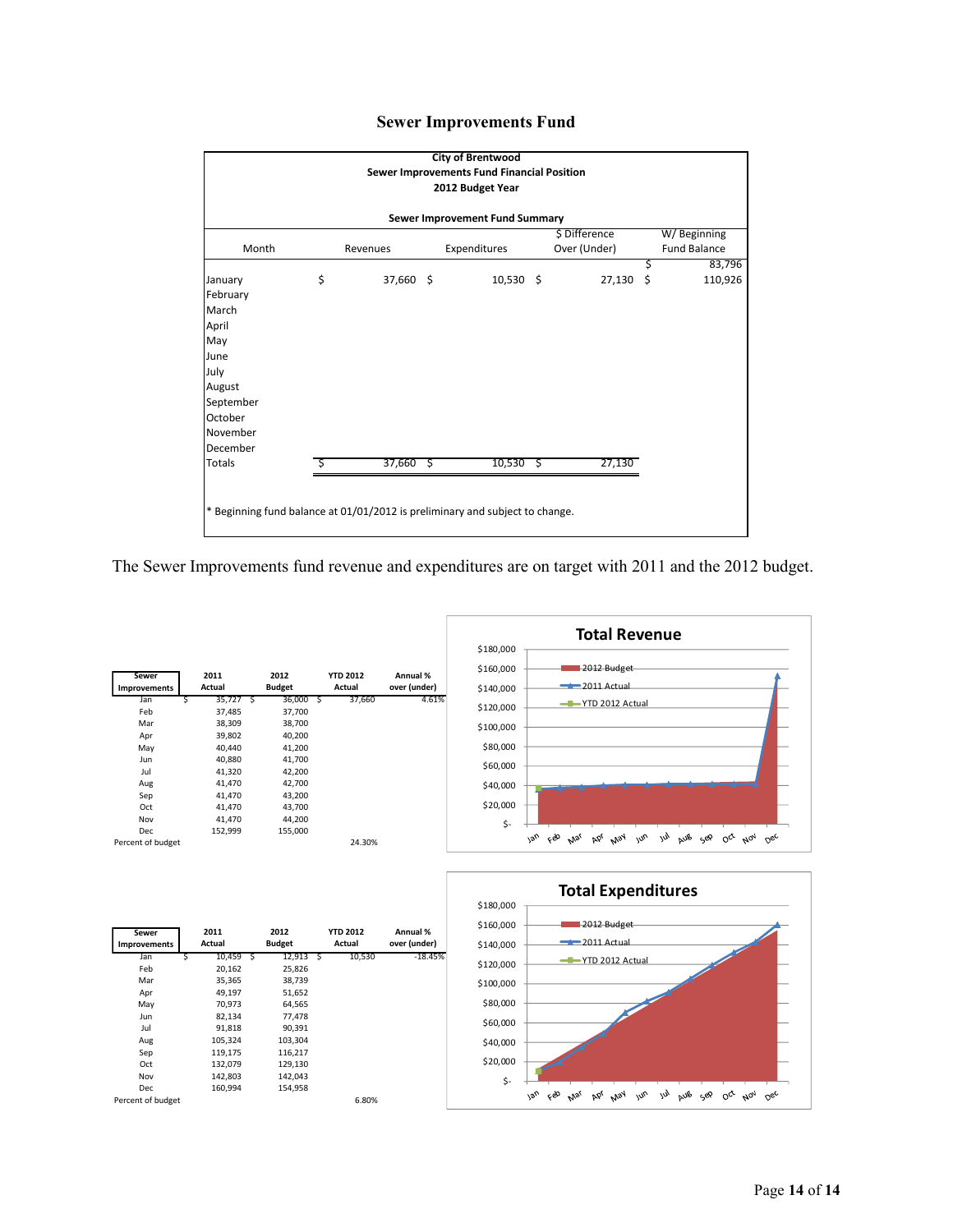# Sewer Improvements Fund

| City of Brentwood<br>Sewer Improvements Fund Financial Position<br>2012 Budget Year<br><br>Sewer Improvement Fund Summary | | | | |
|---|---|---|---|---|
| Month | Revenues | Expenditures | $ Difference Over (Under) | W/ Beginning Fund Balance |
| | | | | $ 83,796 |
| January | $ 37,660 | $ 10,530 | $ 27,130 | $ 110,926 |
| February | | | | |
| March | | | | |
| April | | | | |
| May | | | | |
| June | | | | |
| July | | | | |
| August | | | | |
| September | | | | |
| October | | | | |
| November | | | | |
| December | | | | |
| Totals | $ 37,660 | $ 10,530 | $ 27,130 | |

* Beginning fund balance at 01/01/2012 is preliminary and subject to change.

The Sewer Improvements fund revenue and expenditures are on target with 2011 and the 2012 budget.

| Sewer Improvements | 2011 Actual | 2012 Budget | YTD 2012 Actual | Annual % over (under) |
|---|---|---|---|---|
| Jan | $ 35,727 | $ 36,000 | $ 37,660 | 4.61% |
| Feb | 37,485 | 37,700 | | |
| Mar | 38,309 | 38,700 | | |
| Apr | 39,802 | 40,200 | | |
| May | 40,440 | 41,200 | | |
| Jun | 40,880 | 41,700 | | |
| Jul | 41,320 | 42,200 | | |
| Aug | 41,470 | 42,700 | | |
| Sep | 41,470 | 43,200 | | |
| Oct | 41,470 | 43,700 | | |
| Nov | 41,470 | 44,200 | | |
| Dec | 152,999 | 155,000 | | |
| Percent of budget | | | 24.30% | |

Total Revenue

$180,000
$160,000
$140,000
$120,000
$100,000
$80,000
$60,000
$40,000
$20,000
$-

2012 Budget
2011 Actual
YTD 2012 Actual

Jan Feb Mar Apr May Jun Jul Aug Sep Oct Nov Dec

| Sewer Improvements | 2011 Actual | 2012 Budget | YTD 2012 Actual | Annual % over (under) |
|---|---|---|---|---|
| Jan | $ 10,459 | $ 12,913 | $ 10,530 | -18.45% |
| Feb | 20,162 | 25,826 | | |
| Mar | 35,365 | 38,739 | | |
| Apr | 49,197 | 51,652 | | |
| May | 70,973 | 64,565 | | |
| Jun | 82,134 | 77,478 | | |
| Jul | 91,818 | 90,391 | | |
| Aug | 105,324 | 103,304 | | |
| Sep | 119,175 | 116,217 | | |
| Oct | 132,079 | 129,130 | | |
| Nov | 142,803 | 142,043 | | |
| Dec | 160,994 | 154,958 | | |
| Percent of budget | | | 6.80% | |

Total Expenditures

$180,000
$160,000
$140,000
$120,000
$100,000
$80,000
$60,000
$40,000
$20,000
$-

2012 Budget
2011 Actual
YTD 2012 Actual

Jan Feb Mar Apr May Jun Jul Aug Sep Oct Nov Dec